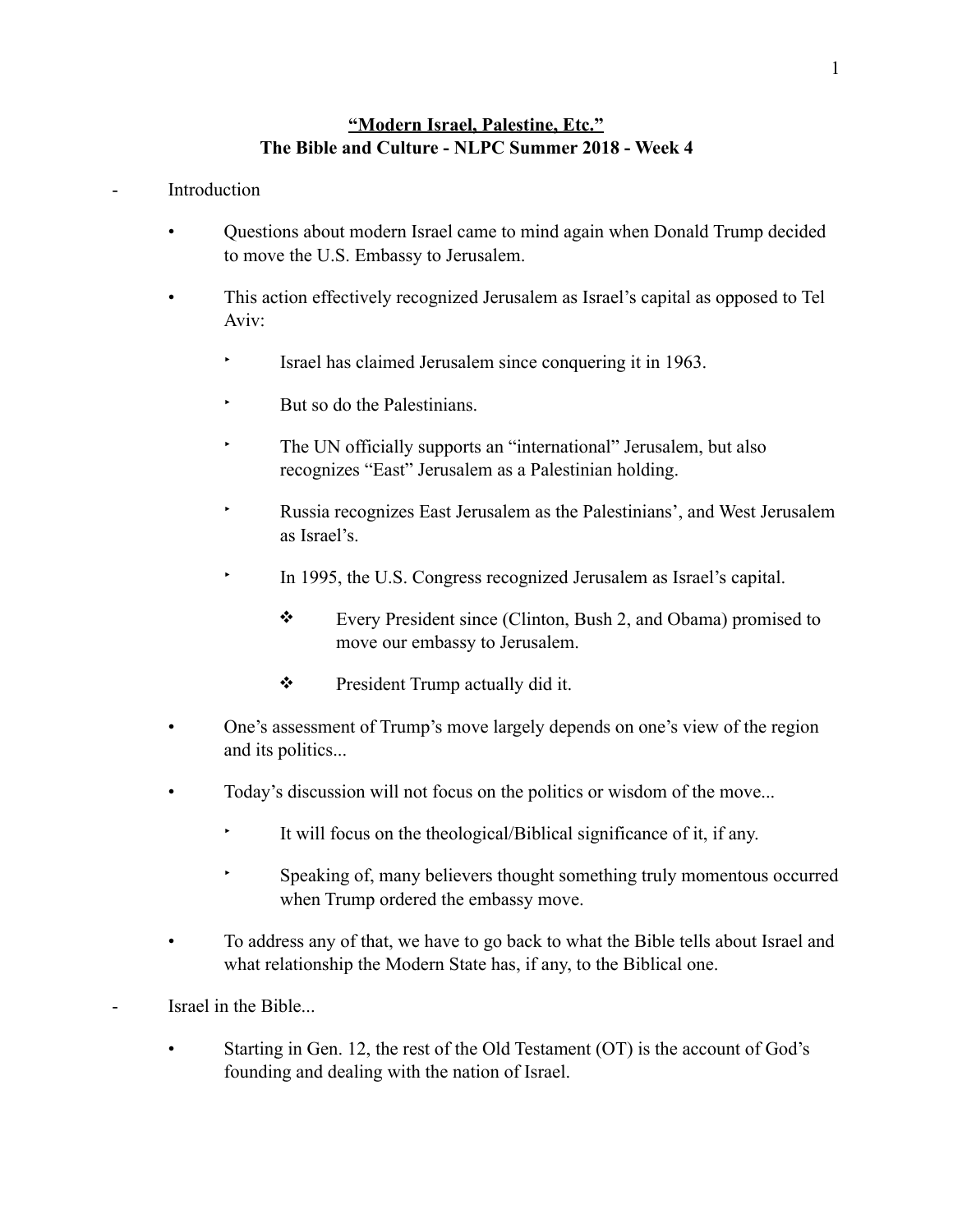# "Modern Israel, Palestine, Etc."

## The Bible and Culture - NLPC Summer 2018 - Week 4

- Introduction
  - Questions about modern Israel came to mind again when Donald Trump decided to move the U.S. Embassy to Jerusalem.
  - This action effectively recognized Jerusalem as Israel's capital as opposed to Tel Aviv:
    - Israel has claimed Jerusalem since conquering it in 1963.
    - But so do the Palestinians.
    - The UN officially supports an "international" Jerusalem, but also recognizes "East" Jerusalem as a Palestinian holding.
    - Russia recognizes East Jerusalem as the Palestinians', and West Jerusalem as Israel's.
    - In 1995, the U.S. Congress recognized Jerusalem as Israel's capital.
      - Every President since (Clinton, Bush 2, and Obama) promised to move our embassy to Jerusalem.
      - President Trump actually did it.
  - One's assessment of Trump's move largely depends on one's view of the region and its politics...
  - Today's discussion will not focus on the politics or wisdom of the move...
    - It will focus on the theological/Biblical significance of it, if any.
    - Speaking of, many believers thought something truly momentous occurred when Trump ordered the embassy move.
  - To address any of that, we have to go back to what the Bible tells about Israel and what relationship the Modern State has, if any, to the Biblical one.
- Israel in the Bible...
  - Starting in Gen. 12, the rest of the Old Testament (OT) is the account of God's founding and dealing with the nation of Israel.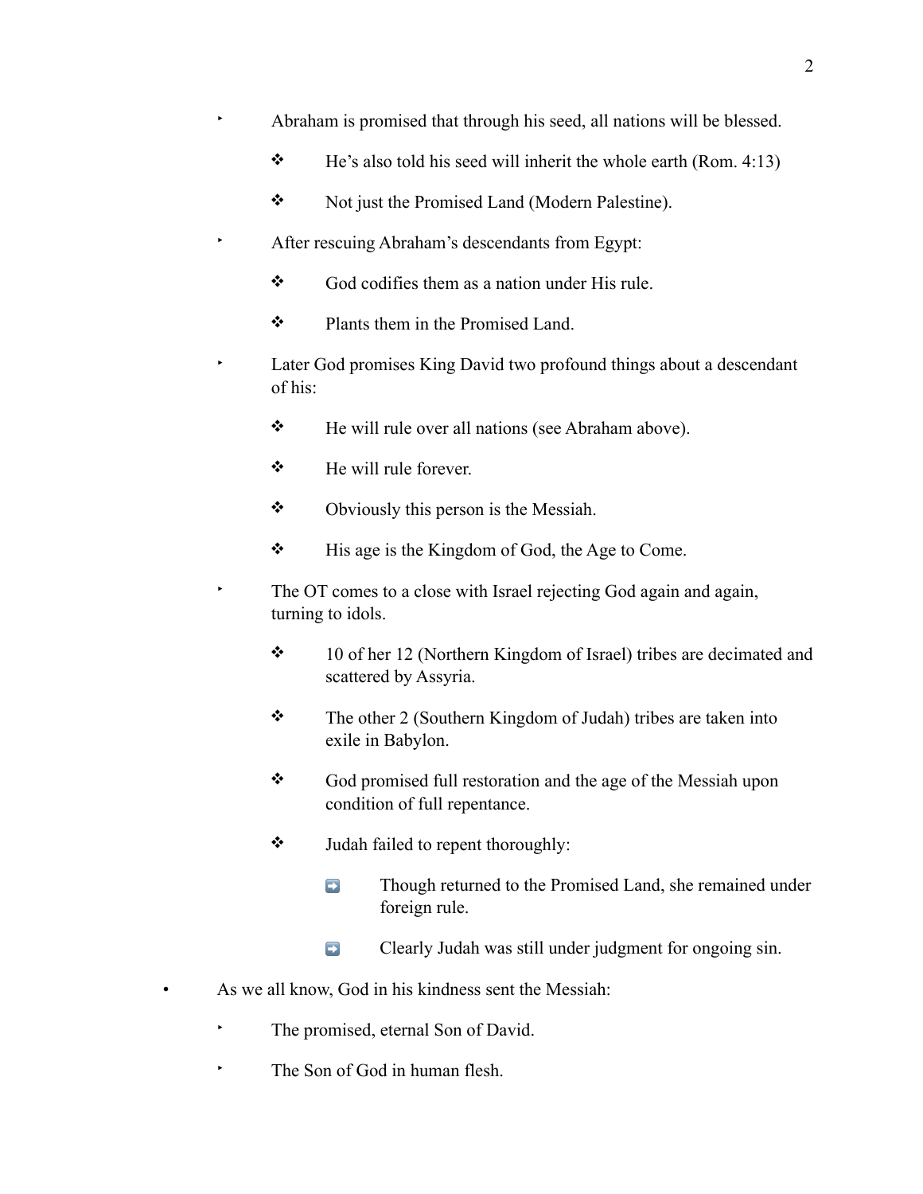- Abraham is promised that through his seed, all nations will be blessed.
        - He's also told his seed will inherit the whole earth (Rom. 4:13)
        - Not just the Promised Land (Modern Palestine).
    - After rescuing Abraham's descendants from Egypt:
        - God codifies them as a nation under His rule.
        - Plants them in the Promised Land.
    - Later God promises King David two profound things about a descendant of his:
        - He will rule over all nations (see Abraham above).
        - He will rule forever.
        - Obviously this person is the Messiah.
        - His age is the Kingdom of God, the Age to Come.
    - The OT comes to a close with Israel rejecting God again and again, turning to idols.
        - 10 of her 12 (Northern Kingdom of Israel) tribes are decimated and scattered by Assyria.
        - The other 2 (Southern Kingdom of Judah) tribes are taken into exile in Babylon.
        - God promised full restoration and the age of the Messiah upon condition of full repentance.
        - Judah failed to repent thoroughly:
            - Though returned to the Promised Land, she remained under foreign rule.
            - Clearly Judah was still under judgment for ongoing sin.
- As we all know, God in his kindness sent the Messiah:
    - The promised, eternal Son of David.
    - The Son of God in human flesh.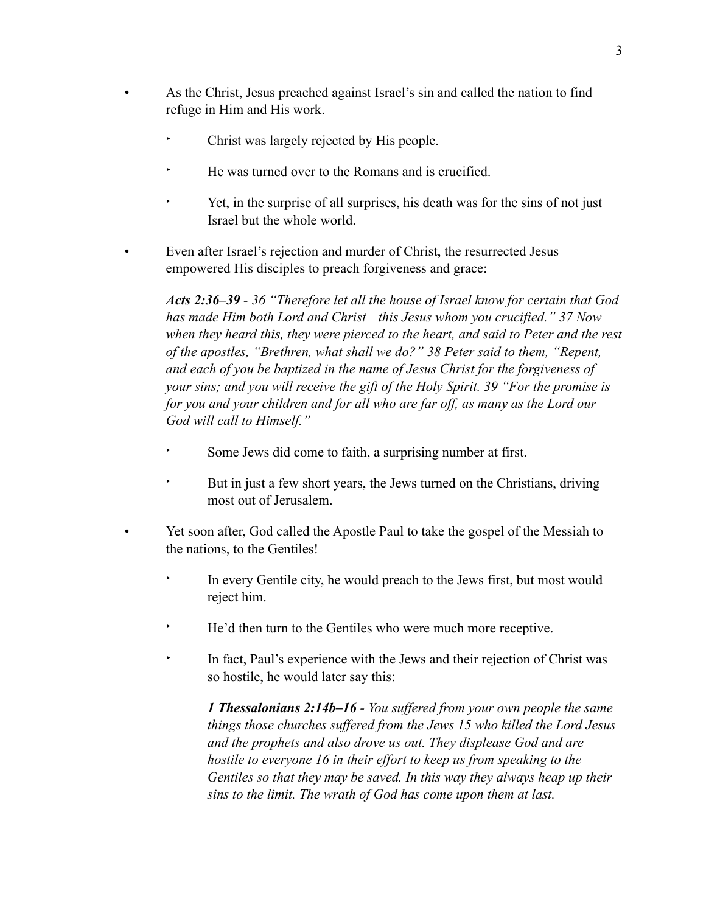- As the Christ, Jesus preached against Israel's sin and called the nation to find refuge in Him and His work.
  - Christ was largely rejected by His people.
  - He was turned over to the Romans and is crucified.
  - Yet, in the surprise of all surprises, his death was for the sins of not just Israel but the whole world.
- Even after Israel's rejection and murder of Christ, the resurrected Jesus empowered His disciples to preach forgiveness and grace:

  ***Acts 2:36–39*** *- 36 "Therefore let all the house of Israel know for certain that God has made Him both Lord and Christ—this Jesus whom you crucified." 37 Now when they heard this, they were pierced to the heart, and said to Peter and the rest of the apostles, "Brethren, what shall we do?" 38 Peter said to them, "Repent, and each of you be baptized in the name of Jesus Christ for the forgiveness of your sins; and you will receive the gift of the Holy Spirit. 39 "For the promise is for you and your children and for all who are far off, as many as the Lord our God will call to Himself."*

  - Some Jews did come to faith, a surprising number at first.
  - But in just a few short years, the Jews turned on the Christians, driving most out of Jerusalem.
- Yet soon after, God called the Apostle Paul to take the gospel of the Messiah to the nations, to the Gentiles!
  - In every Gentile city, he would preach to the Jews first, but most would reject him.
  - He'd then turn to the Gentiles who were much more receptive.
  - In fact, Paul's experience with the Jews and their rejection of Christ was so hostile, he would later say this:

    ***1 Thessalonians 2:14b–16*** *- You suffered from your own people the same things those churches suffered from the Jews 15 who killed the Lord Jesus and the prophets and also drove us out. They displease God and are hostile to everyone 16 in their effort to keep us from speaking to the Gentiles so that they may be saved. In this way they always heap up their sins to the limit. The wrath of God has come upon them at last.*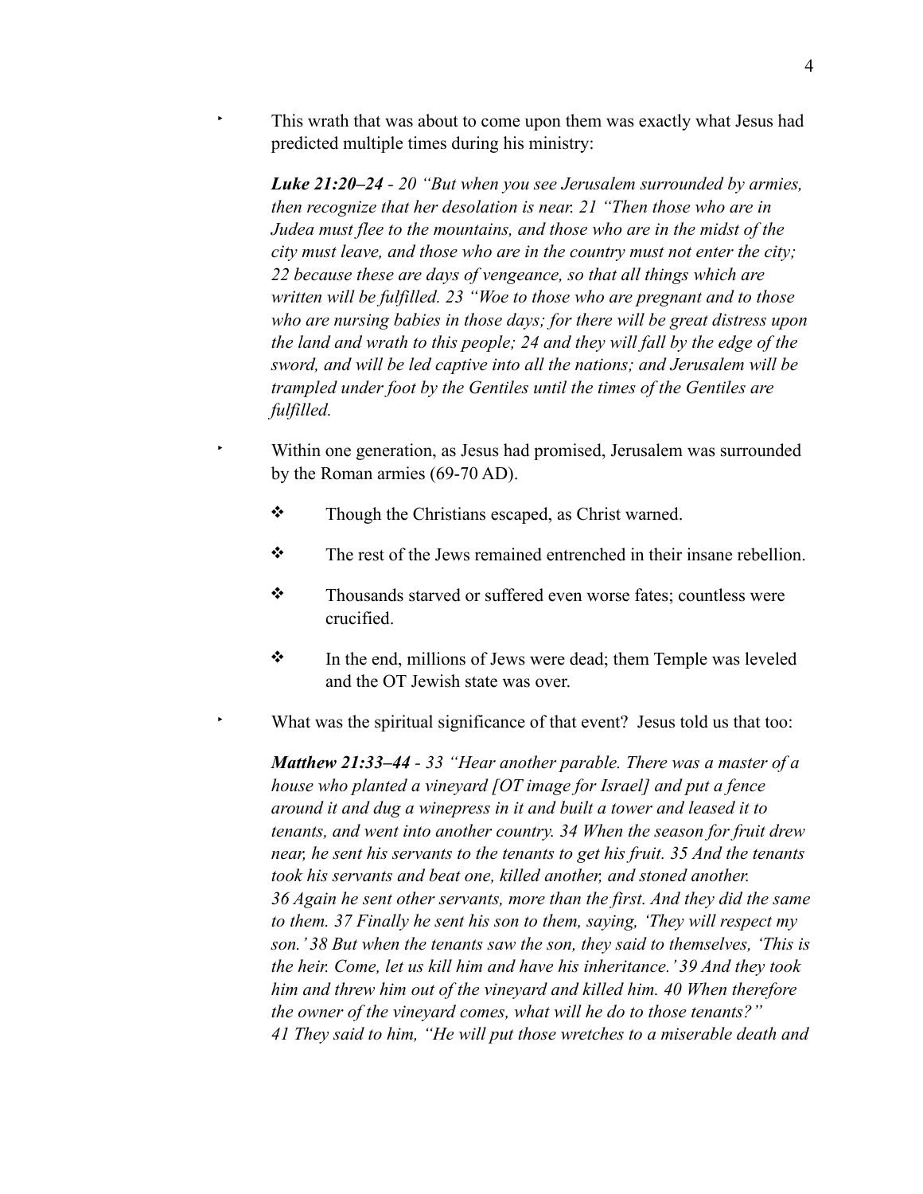- This wrath that was about to come upon them was exactly what Jesus had predicted multiple times during his ministry:

  ***Luke 21:20–24*** *- 20 "But when you see Jerusalem surrounded by armies, then recognize that her desolation is near. 21 "Then those who are in Judea must flee to the mountains, and those who are in the midst of the city must leave, and those who are in the country must not enter the city; 22 because these are days of vengeance, so that all things which are written will be fulfilled. 23 "Woe to those who are pregnant and to those who are nursing babies in those days; for there will be great distress upon the land and wrath to this people; 24 and they will fall by the edge of the sword, and will be led captive into all the nations; and Jerusalem will be trampled under foot by the Gentiles until the times of the Gentiles are fulfilled.*

- Within one generation, as Jesus had promised, Jerusalem was surrounded by the Roman armies (69-70 AD).

  - Though the Christians escaped, as Christ warned.
  - The rest of the Jews remained entrenched in their insane rebellion.
  - Thousands starved or suffered even worse fates; countless were crucified.
  - In the end, millions of Jews were dead; them Temple was leveled and the OT Jewish state was over.

- What was the spiritual significance of that event? Jesus told us that too:

  ***Matthew 21:33–44*** *- 33 "Hear another parable. There was a master of a house who planted a vineyard [OT image for Israel] and put a fence around it and dug a winepress in it and built a tower and leased it to tenants, and went into another country. 34 When the season for fruit drew near, he sent his servants to the tenants to get his fruit. 35 And the tenants took his servants and beat one, killed another, and stoned another. 36 Again he sent other servants, more than the first. And they did the same to them. 37 Finally he sent his son to them, saying, 'They will respect my son.' 38 But when the tenants saw the son, they said to themselves, 'This is the heir. Come, let us kill him and have his inheritance.' 39 And they took him and threw him out of the vineyard and killed him. 40 When therefore the owner of the vineyard comes, what will he do to those tenants?" 41 They said to him, "He will put those wretches to a miserable death and*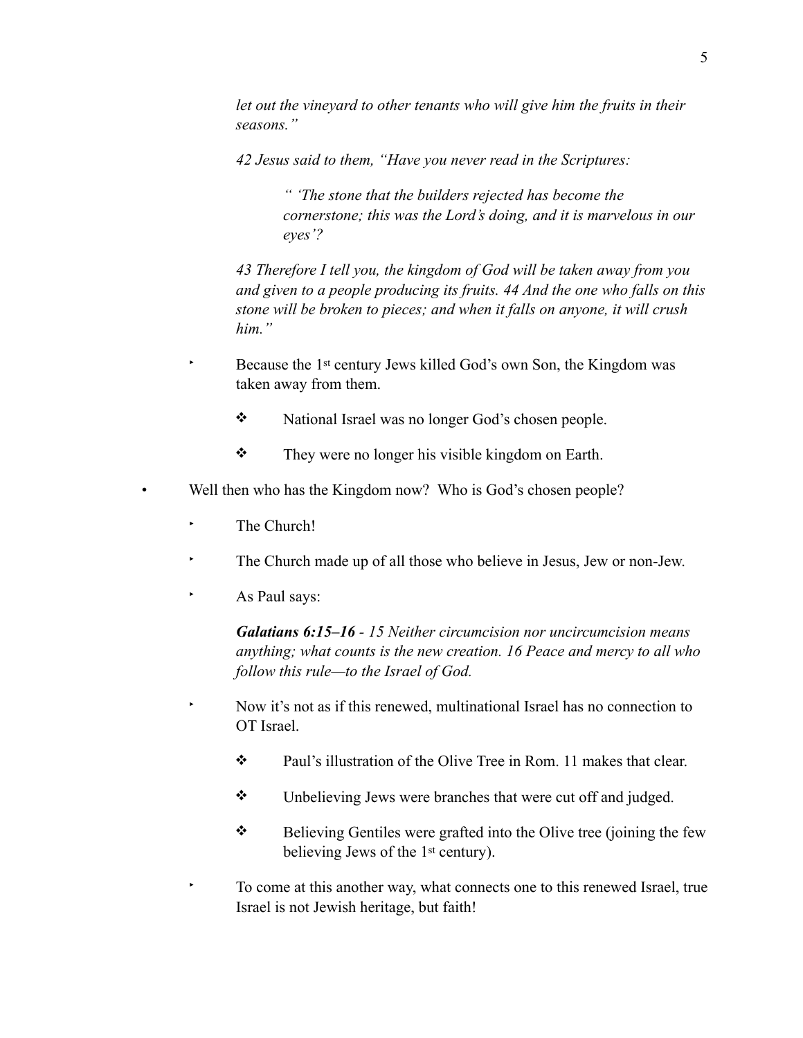*let out the vineyard to other tenants who will give him the fruits in their seasons."*

*42 Jesus said to them, "Have you never read in the Scriptures:*

> *" 'The stone that the builders rejected has become the cornerstone; this was the Lord's doing, and it is marvelous in our eyes'?*

*43 Therefore I tell you, the kingdom of God will be taken away from you and given to a people producing its fruits. 44 And the one who falls on this stone will be broken to pieces; and when it falls on anyone, it will crush him."*

- Because the 1st century Jews killed God's own Son, the Kingdom was taken away from them.
  - National Israel was no longer God's chosen people.
  - They were no longer his visible kingdom on Earth.

- Well then who has the Kingdom now? Who is God's chosen people?
  - The Church!
  - The Church made up of all those who believe in Jesus, Jew or non-Jew.
  - As Paul says:

    ***Galatians 6:15–16*** *- 15 Neither circumcision nor uncircumcision means anything; what counts is the new creation. 16 Peace and mercy to all who follow this rule—to the Israel of God.*

  - Now it's not as if this renewed, multinational Israel has no connection to OT Israel.
    - Paul's illustration of the Olive Tree in Rom. 11 makes that clear.
    - Unbelieving Jews were branches that were cut off and judged.
    - Believing Gentiles were grafted into the Olive tree (joining the few believing Jews of the 1st century).
  - To come at this another way, what connects one to this renewed Israel, true Israel is not Jewish heritage, but faith!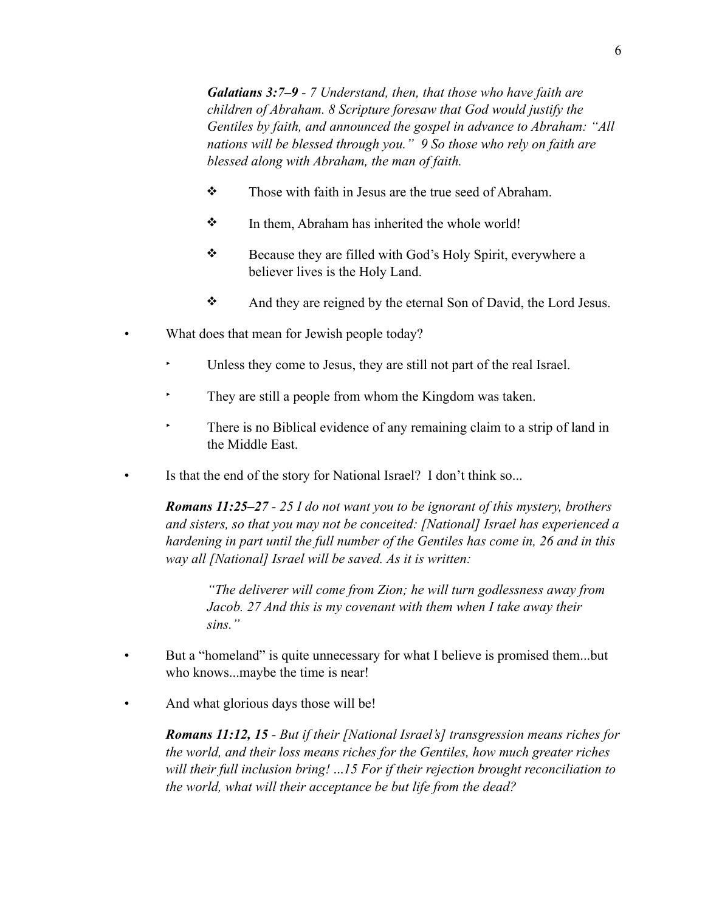***Galatians 3:7–9*** *- 7 Understand, then, that those who have faith are children of Abraham. 8 Scripture foresaw that God would justify the Gentiles by faith, and announced the gospel in advance to Abraham: "All nations will be blessed through you." 9 So those who rely on faith are blessed along with Abraham, the man of faith.*

- ❖ Those with faith in Jesus are the true seed of Abraham.
- ❖ In them, Abraham has inherited the whole world!
- ❖ Because they are filled with God's Holy Spirit, everywhere a believer lives is the Holy Land.
- ❖ And they are reigned by the eternal Son of David, the Lord Jesus.

- What does that mean for Jewish people today?
  - Unless they come to Jesus, they are still not part of the real Israel.
  - They are still a people from whom the Kingdom was taken.
  - There is no Biblical evidence of any remaining claim to a strip of land in the Middle East.
- Is that the end of the story for National Israel? I don't think so...

***Romans 11:25–27*** *- 25 I do not want you to be ignorant of this mystery, brothers and sisters, so that you may not be conceited: [National] Israel has experienced a hardening in part until the full number of the Gentiles has come in, 26 and in this way all [National] Israel will be saved. As it is written:*

> *"The deliverer will come from Zion; he will turn godlessness away from Jacob. 27 And this is my covenant with them when I take away their sins."*

- But a "homeland" is quite unnecessary for what I believe is promised them...but who knows...maybe the time is near!
- And what glorious days those will be!

***Romans 11:12, 15*** *- But if their [National Israel's] transgression means riches for the world, and their loss means riches for the Gentiles, how much greater riches will their full inclusion bring! ...15 For if their rejection brought reconciliation to the world, what will their acceptance be but life from the dead?*